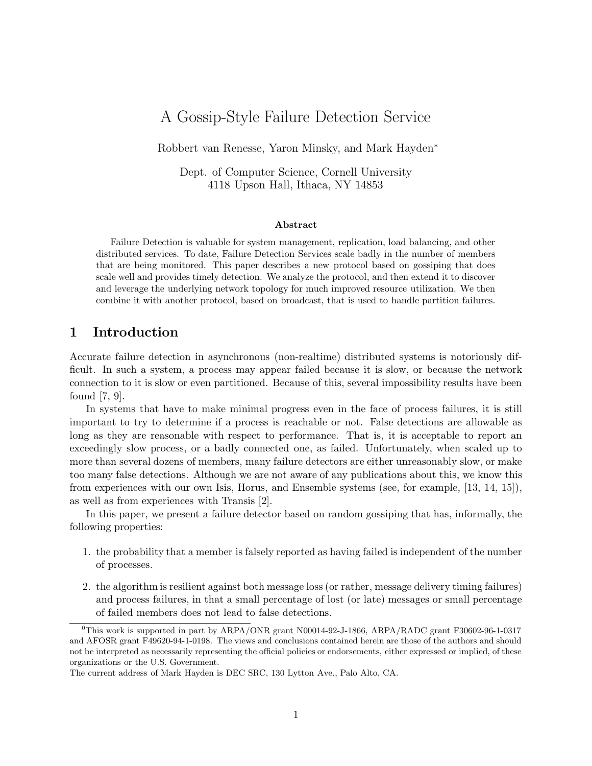# A Gossip-Style Failure Detection Service

Robbert van Renesse, Yaron Minsky, and Mark Hayden*

Dept. of Computer Science, Cornell University
4118 Upson Hall, Ithaca, NY 14853

### Abstract

Failure Detection is valuable for system management, replication, load balancing, and other distributed services. To date, Failure Detection Services scale badly in the number of members that are being monitored. This paper describes a new protocol based on gossiping that does scale well and provides timely detection. We analyze the protocol, and then extend it to discover and leverage the underlying network topology for much improved resource utilization. We then combine it with another protocol, based on broadcast, that is used to handle partition failures.

## 1 Introduction

Accurate failure detection in asynchronous (non-realtime) distributed systems is notoriously difficult. In such a system, a process may appear failed because it is slow, or because the network connection to it is slow or even partitioned. Because of this, several impossibility results have been found [7, 9].

In systems that have to make minimal progress even in the face of process failures, it is still important to try to determine if a process is reachable or not. False detections are allowable as long as they are reasonable with respect to performance. That is, it is acceptable to report an exceedingly slow process, or a badly connected one, as failed. Unfortunately, when scaled up to more than several dozens of members, many failure detectors are either unreasonably slow, or make too many false detections. Although we are not aware of any publications about this, we know this from experiences with our own Isis, Horus, and Ensemble systems (see, for example, [13, 14, 15]), as well as from experiences with Transis [2].

In this paper, we present a failure detector based on random gossiping that has, informally, the following properties:

1. the probability that a member is falsely reported as having failed is independent of the number of processes.
2. the algorithm is resilient against both message loss (or rather, message delivery timing failures) and process failures, in that a small percentage of lost (or late) messages or small percentage of failed members does not lead to false detections.

---

[0]This work is supported in part by ARPA/ONR grant N00014-92-J-1866, ARPA/RADC grant F30602-96-1-0317 and AFOSR grant F49620-94-1-0198. The views and conclusions contained herein are those of the authors and should not be interpreted as necessarily representing the official policies or endorsements, either expressed or implied, of these organizations or the U.S. Government.
The current address of Mark Hayden is DEC SRC, 130 Lytton Ave., Palo Alto, CA.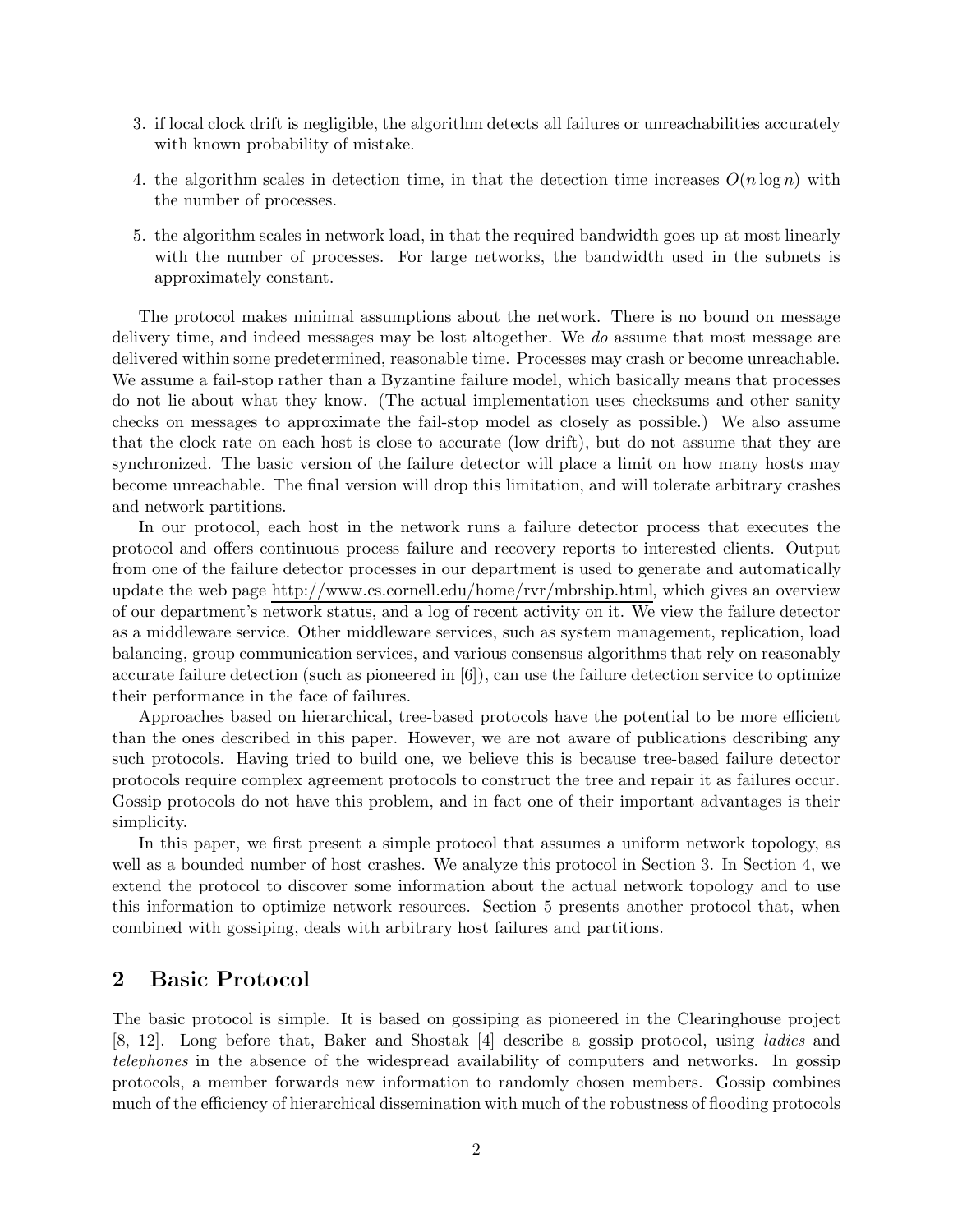3. if local clock drift is negligible, the algorithm detects all failures or unreachabilities accurately with known probability of mistake.

4. the algorithm scales in detection time, in that the detection time increases $O(n \log n)$ with the number of processes.

5. the algorithm scales in network load, in that the required bandwidth goes up at most linearly with the number of processes. For large networks, the bandwidth used in the subnets is approximately constant.

The protocol makes minimal assumptions about the network. There is no bound on message delivery time, and indeed messages may be lost altogether. We *do* assume that most message are delivered within some predetermined, reasonable time. Processes may crash or become unreachable. We assume a fail-stop rather than a Byzantine failure model, which basically means that processes do not lie about what they know. (The actual implementation uses checksums and other sanity checks on messages to approximate the fail-stop model as closely as possible.) We also assume that the clock rate on each host is close to accurate (low drift), but do not assume that they are synchronized. The basic version of the failure detector will place a limit on how many hosts may become unreachable. The final version will drop this limitation, and will tolerate arbitrary crashes and network partitions.

In our protocol, each host in the network runs a failure detector process that executes the protocol and offers continuous process failure and recovery reports to interested clients. Output from one of the failure detector processes in our department is used to generate and automatically update the web page http://www.cs.cornell.edu/home/rvr/mbrship.html, which gives an overview of our department's network status, and a log of recent activity on it. We view the failure detector as a middleware service. Other middleware services, such as system management, replication, load balancing, group communication services, and various consensus algorithms that rely on reasonably accurate failure detection (such as pioneered in [6]), can use the failure detection service to optimize their performance in the face of failures.

Approaches based on hierarchical, tree-based protocols have the potential to be more efficient than the ones described in this paper. However, we are not aware of publications describing any such protocols. Having tried to build one, we believe this is because tree-based failure detector protocols require complex agreement protocols to construct the tree and repair it as failures occur. Gossip protocols do not have this problem, and in fact one of their important advantages is their simplicity.

In this paper, we first present a simple protocol that assumes a uniform network topology, as well as a bounded number of host crashes. We analyze this protocol in Section 3. In Section 4, we extend the protocol to discover some information about the actual network topology and to use this information to optimize network resources. Section 5 presents another protocol that, when combined with gossiping, deals with arbitrary host failures and partitions.

## 2 Basic Protocol

The basic protocol is simple. It is based on gossiping as pioneered in the Clearinghouse project [8, 12]. Long before that, Baker and Shostak [4] describe a gossip protocol, using *ladies* and *telephones* in the absence of the widespread availability of computers and networks. In gossip protocols, a member forwards new information to randomly chosen members. Gossip combines much of the efficiency of hierarchical dissemination with much of the robustness of flooding protocols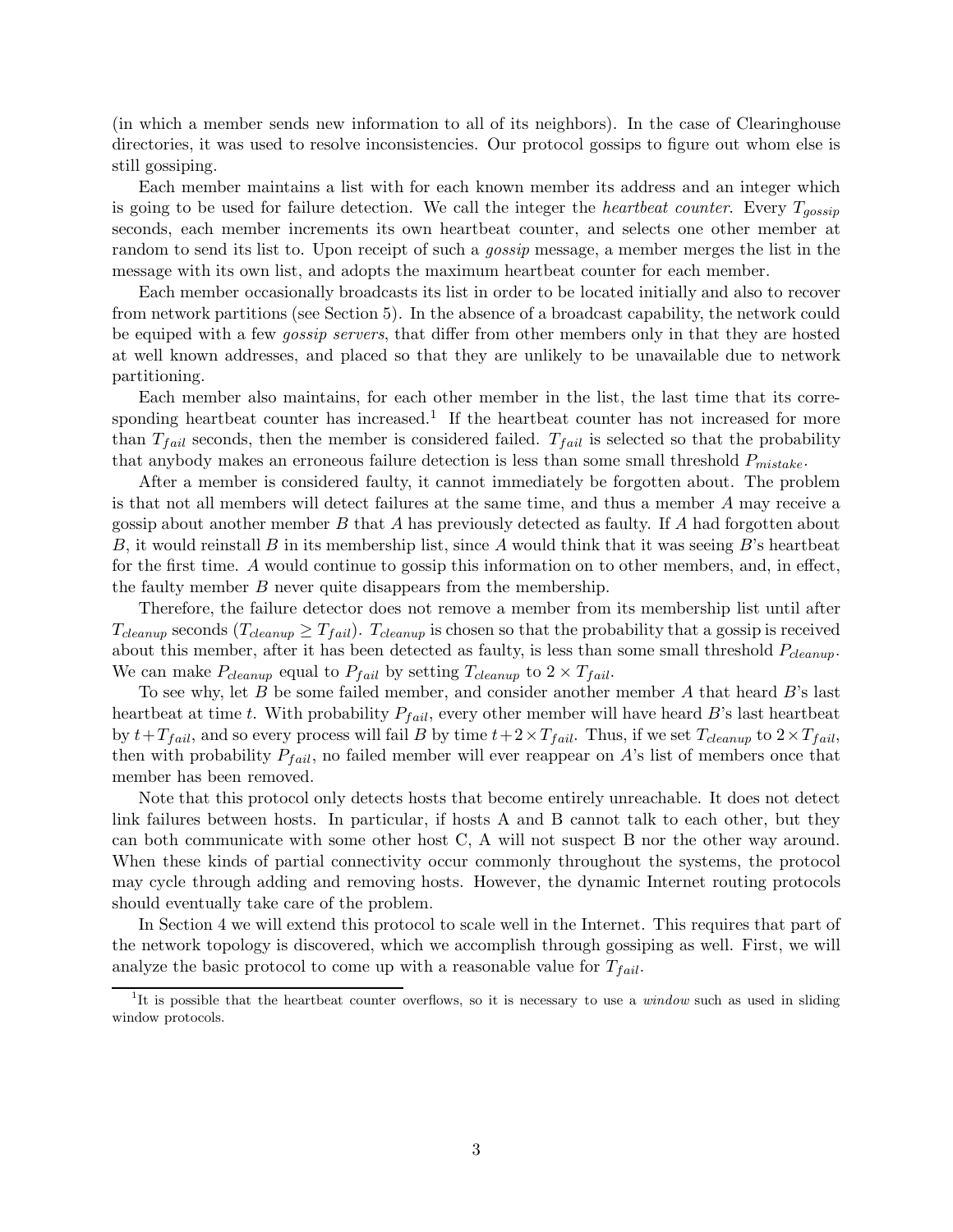(in which a member sends new information to all of its neighbors). In the case of Clearinghouse directories, it was used to resolve inconsistencies. Our protocol gossips to figure out whom else is still gossiping.

Each member maintains a list with for each known member its address and an integer which is going to be used for failure detection. We call the integer the *heartbeat counter*. Every $T_{gossip}$ seconds, each member increments its own heartbeat counter, and selects one other member at random to send its list to. Upon receipt of such a *gossip* message, a member merges the list in the message with its own list, and adopts the maximum heartbeat counter for each member.

Each member occasionally broadcasts its list in order to be located initially and also to recover from network partitions (see Section 5). In the absence of a broadcast capability, the network could be equiped with a few *gossip servers*, that differ from other members only in that they are hosted at well known addresses, and placed so that they are unlikely to be unavailable due to network partitioning.

Each member also maintains, for each other member in the list, the last time that its corresponding heartbeat counter has increased.[1] If the heartbeat counter has not increased for more than $T_{fail}$ seconds, then the member is considered failed. $T_{fail}$ is selected so that the probability that anybody makes an erroneous failure detection is less than some small threshold $P_{mistake}$.

After a member is considered faulty, it cannot immediately be forgotten about. The problem is that not all members will detect failures at the same time, and thus a member $A$ may receive a gossip about another member $B$ that $A$ has previously detected as faulty. If $A$ had forgotten about $B$, it would reinstall $B$ in its membership list, since $A$ would think that it was seeing $B$'s heartbeat for the first time. $A$ would continue to gossip this information on to other members, and, in effect, the faulty member $B$ never quite disappears from the membership.

Therefore, the failure detector does not remove a member from its membership list until after $T_{cleanup}$ seconds ($T_{cleanup} \geq T_{fail}$). $T_{cleanup}$ is chosen so that the probability that a gossip is received about this member, after it has been detected as faulty, is less than some small threshold $P_{cleanup}$. We can make $P_{cleanup}$ equal to $P_{fail}$ by setting $T_{cleanup}$ to $2 \times T_{fail}$.

To see why, let $B$ be some failed member, and consider another member $A$ that heard $B$'s last heartbeat at time $t$. With probability $P_{fail}$, every other member will have heard $B$'s last heartbeat by $t + T_{fail}$, and so every process will fail $B$ by time $t + 2 \times T_{fail}$. Thus, if we set $T_{cleanup}$ to $2 \times T_{fail}$, then with probability $P_{fail}$, no failed member will ever reappear on $A$'s list of members once that member has been removed.

Note that this protocol only detects hosts that become entirely unreachable. It does not detect link failures between hosts. In particular, if hosts A and B cannot talk to each other, but they can both communicate with some other host C, A will not suspect B nor the other way around. When these kinds of partial connectivity occur commonly throughout the systems, the protocol may cycle through adding and removing hosts. However, the dynamic Internet routing protocols should eventually take care of the problem.

In Section 4 we will extend this protocol to scale well in the Internet. This requires that part of the network topology is discovered, which we accomplish through gossiping as well. First, we will analyze the basic protocol to come up with a reasonable value for $T_{fail}$.

---

[1] It is possible that the heartbeat counter overflows, so it is necessary to use a *window* such as used in sliding window protocols.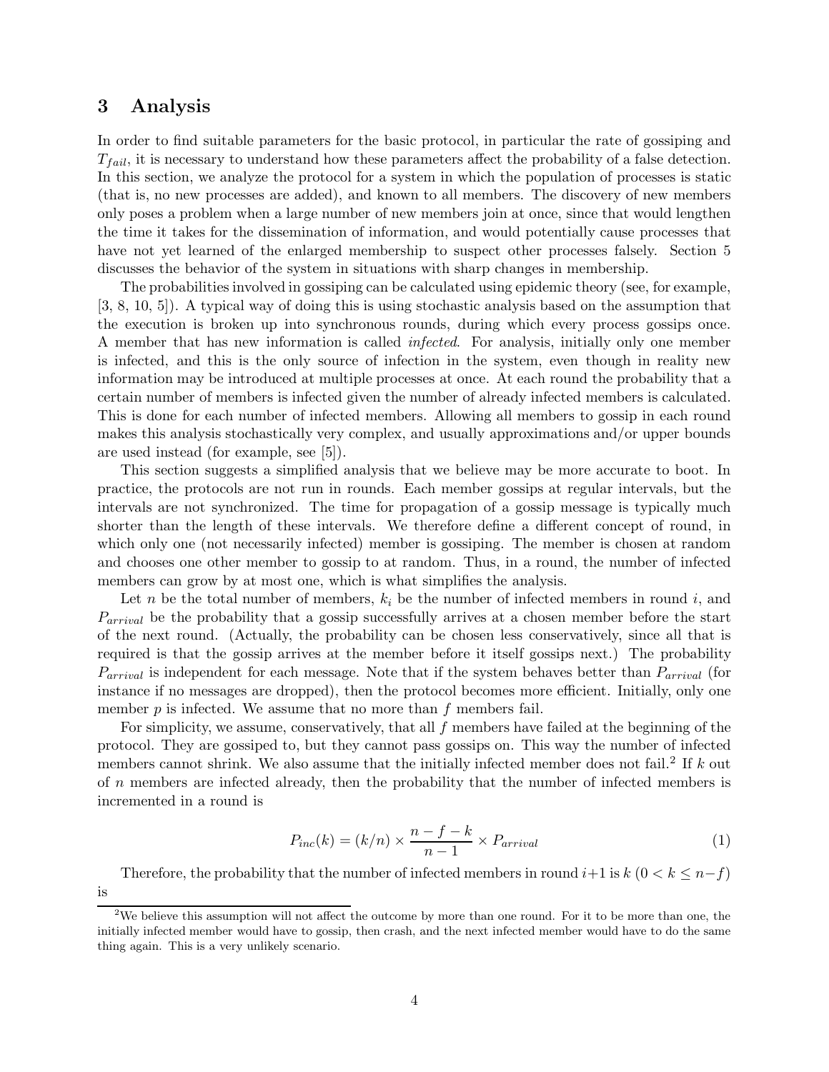## 3 Analysis

In order to find suitable parameters for the basic protocol, in particular the rate of gossiping and $T_{fail}$, it is necessary to understand how these parameters affect the probability of a false detection. In this section, we analyze the protocol for a system in which the population of processes is static (that is, no new processes are added), and known to all members. The discovery of new members only poses a problem when a large number of new members join at once, since that would lengthen the time it takes for the dissemination of information, and would potentially cause processes that have not yet learned of the enlarged membership to suspect other processes falsely. Section 5 discusses the behavior of the system in situations with sharp changes in membership.

The probabilities involved in gossiping can be calculated using epidemic theory (see, for example, [3, 8, 10, 5]). A typical way of doing this is using stochastic analysis based on the assumption that the execution is broken up into synchronous rounds, during which every process gossips once. A member that has new information is called *infected*. For analysis, initially only one member is infected, and this is the only source of infection in the system, even though in reality new information may be introduced at multiple processes at once. At each round the probability that a certain number of members is infected given the number of already infected members is calculated. This is done for each number of infected members. Allowing all members to gossip in each round makes this analysis stochastically very complex, and usually approximations and/or upper bounds are used instead (for example, see [5]).

This section suggests a simplified analysis that we believe may be more accurate to boot. In practice, the protocols are not run in rounds. Each member gossips at regular intervals, but the intervals are not synchronized. The time for propagation of a gossip message is typically much shorter than the length of these intervals. We therefore define a different concept of round, in which only one (not necessarily infected) member is gossiping. The member is chosen at random and chooses one other member to gossip to at random. Thus, in a round, the number of infected members can grow by at most one, which is what simplifies the analysis.

Let $n$ be the total number of members, $k_i$ be the number of infected members in round $i$, and $P_{arrival}$ be the probability that a gossip successfully arrives at a chosen member before the start of the next round. (Actually, the probability can be chosen less conservatively, since all that is required is that the gossip arrives at the member before it itself gossips next.) The probability $P_{arrival}$ is independent for each message. Note that if the system behaves better than $P_{arrival}$ (for instance if no messages are dropped), then the protocol becomes more efficient. Initially, only one member $p$ is infected. We assume that no more than $f$ members fail.

For simplicity, we assume, conservatively, that all $f$ members have failed at the beginning of the protocol. They are gossiped to, but they cannot pass gossips on. This way the number of infected members cannot shrink. We also assume that the initially infected member does not fail.[2] If $k$ out of $n$ members are infected already, then the probability that the number of infected members is incremented in a round is

$$P_{inc}(k) = (k/n) \times \frac{n - f - k}{n - 1} \times P_{arrival} \tag{1}$$

Therefore, the probability that the number of infected members in round $i+1$ is $k$ ($0 < k \leq n-f$) is

[2] We believe this assumption will not affect the outcome by more than one round. For it to be more than one, the initially infected member would have to gossip, then crash, and the next infected member would have to do the same thing again. This is a very unlikely scenario.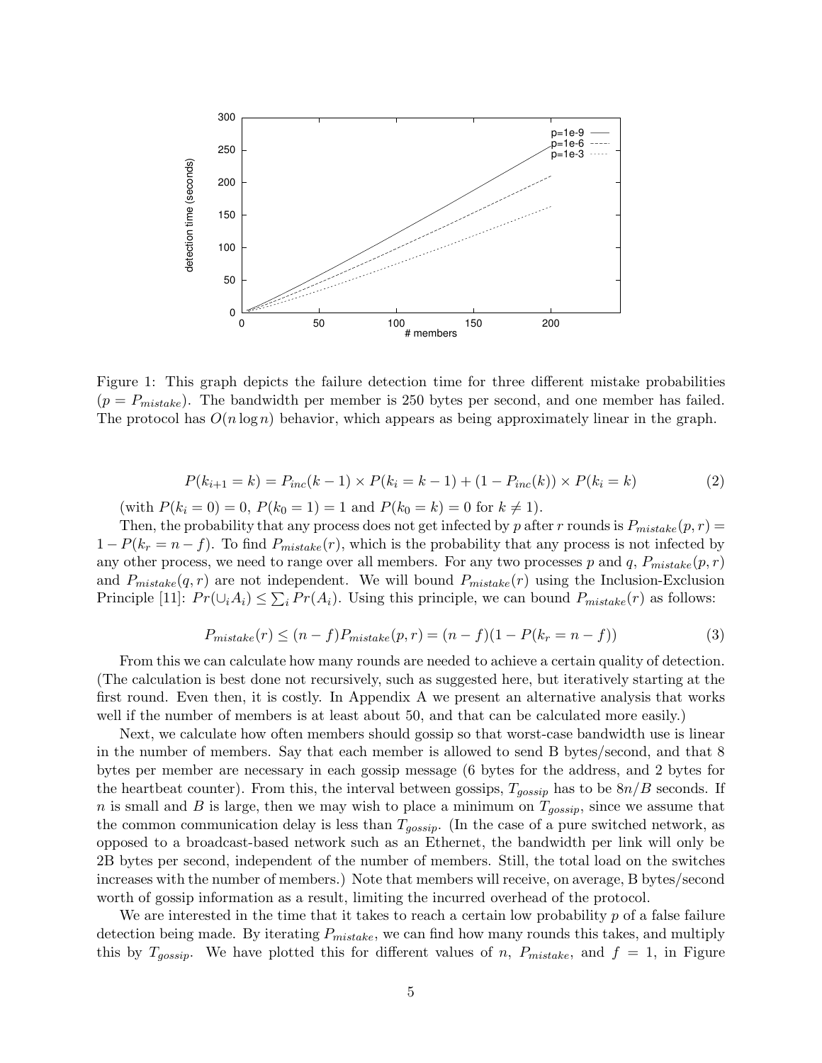Figure 1: This graph depicts the failure detection time for three different mistake probabilities ($p = P_{mistake}$). The bandwidth per member is 250 bytes per second, and one member has failed. The protocol has $O(n \log n)$ behavior, which appears as being approximately linear in the graph.

$$P(k_{i+1} = k) = P_{inc}(k-1) \times P(k_i = k-1) + (1 - P_{inc}(k)) \times P(k_i = k) \tag{2}$$

(with $P(k_i = 0) = 0$, $P(k_0 = 1) = 1$ and $P(k_0 = k) = 0$ for $k \neq 1$).

Then, the probability that any process does not get infected by $p$ after $r$ rounds is $P_{mistake}(p, r) = 1 - P(k_r = n - f)$. To find $P_{mistake}(r)$, which is the probability that any process is not infected by any other process, we need to range over all members. For any two processes $p$ and $q$, $P_{mistake}(p, r)$ and $P_{mistake}(q, r)$ are not independent. We will bound $P_{mistake}(r)$ using the Inclusion-Exclusion Principle [11]: $Pr(\cup_i A_i) \leq \sum_i Pr(A_i)$. Using this principle, we can bound $P_{mistake}(r)$ as follows:

$$P_{mistake}(r) \leq (n-f)P_{mistake}(p, r) = (n-f)(1 - P(k_r = n - f)) \tag{3}$$

From this we can calculate how many rounds are needed to achieve a certain quality of detection. (The calculation is best done not recursively, such as suggested here, but iteratively starting at the first round. Even then, it is costly. In Appendix A we present an alternative analysis that works well if the number of members is at least about 50, and that can be calculated more easily.)

Next, we calculate how often members should gossip so that worst-case bandwidth use is linear in the number of members. Say that each member is allowed to send B bytes/second, and that 8 bytes per member are necessary in each gossip message (6 bytes for the address, and 2 bytes for the heartbeat counter). From this, the interval between gossips, $T_{gossip}$ has to be $8n/B$ seconds. If $n$ is small and $B$ is large, then we may wish to place a minimum on $T_{gossip}$, since we assume that the common communication delay is less than $T_{gossip}$. (In the case of a pure switched network, as opposed to a broadcast-based network such as an Ethernet, the bandwidth per link will only be 2B bytes per second, independent of the number of members. Still, the total load on the switches increases with the number of members.) Note that members will receive, on average, B bytes/second worth of gossip information as a result, limiting the incurred overhead of the protocol.

We are interested in the time that it takes to reach a certain low probability $p$ of a false failure detection being made. By iterating $P_{mistake}$, we can find how many rounds this takes, and multiply this by $T_{gossip}$. We have plotted this for different values of $n$, $P_{mistake}$, and $f = 1$, in Figure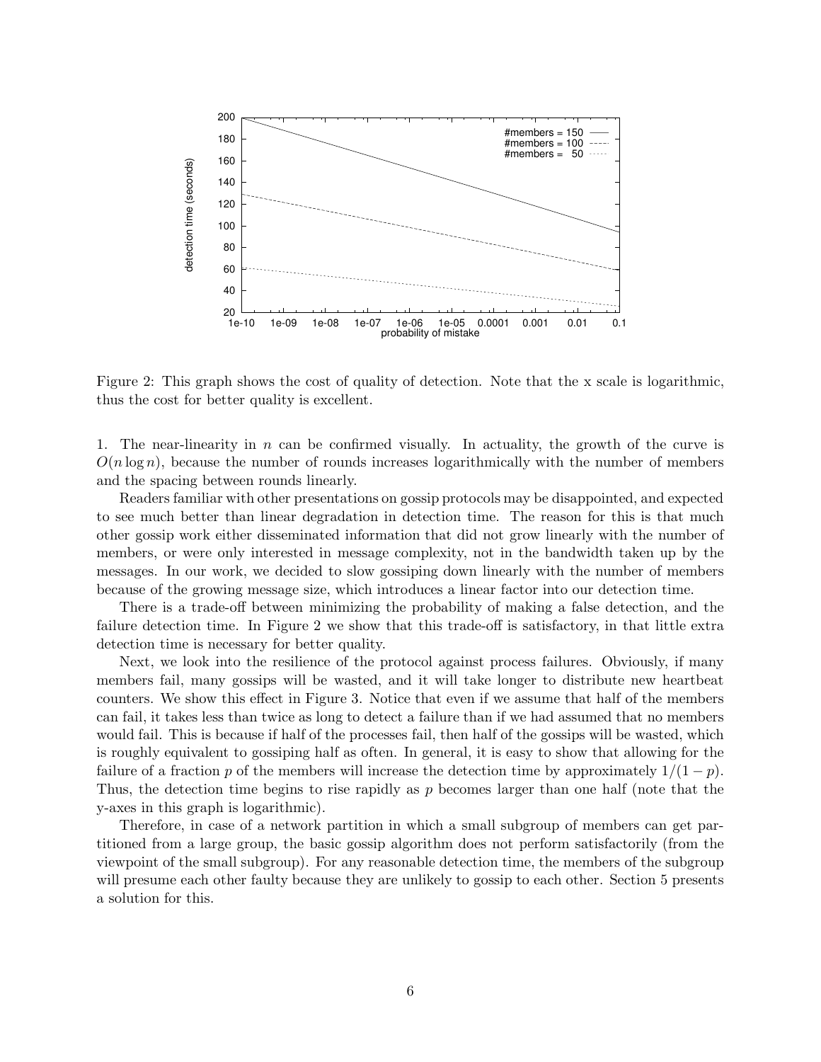Figure 2: This graph shows the cost of quality of detection. Note that the x scale is logarithmic, thus the cost for better quality is excellent.

1. The near-linearity in $n$ can be confirmed visually. In actuality, the growth of the curve is $O(n \log n)$, because the number of rounds increases logarithmically with the number of members and the spacing between rounds linearly.

Readers familiar with other presentations on gossip protocols may be disappointed, and expected to see much better than linear degradation in detection time. The reason for this is that much other gossip work either disseminated information that did not grow linearly with the number of members, or were only interested in message complexity, not in the bandwidth taken up by the messages. In our work, we decided to slow gossiping down linearly with the number of members because of the growing message size, which introduces a linear factor into our detection time.

There is a trade-off between minimizing the probability of making a false detection, and the failure detection time. In Figure 2 we show that this trade-off is satisfactory, in that little extra detection time is necessary for better quality.

Next, we look into the resilience of the protocol against process failures. Obviously, if many members fail, many gossips will be wasted, and it will take longer to distribute new heartbeat counters. We show this effect in Figure 3. Notice that even if we assume that half of the members can fail, it takes less than twice as long to detect a failure than if we had assumed that no members would fail. This is because if half of the processes fail, then half of the gossips will be wasted, which is roughly equivalent to gossiping half as often. In general, it is easy to show that allowing for the failure of a fraction $p$ of the members will increase the detection time by approximately $1/(1-p)$. Thus, the detection time begins to rise rapidly as $p$ becomes larger than one half (note that the y-axes in this graph is logarithmic).

Therefore, in case of a network partition in which a small subgroup of members can get partitioned from a large group, the basic gossip algorithm does not perform satisfactorily (from the viewpoint of the small subgroup). For any reasonable detection time, the members of the subgroup will presume each other faulty because they are unlikely to gossip to each other. Section 5 presents a solution for this.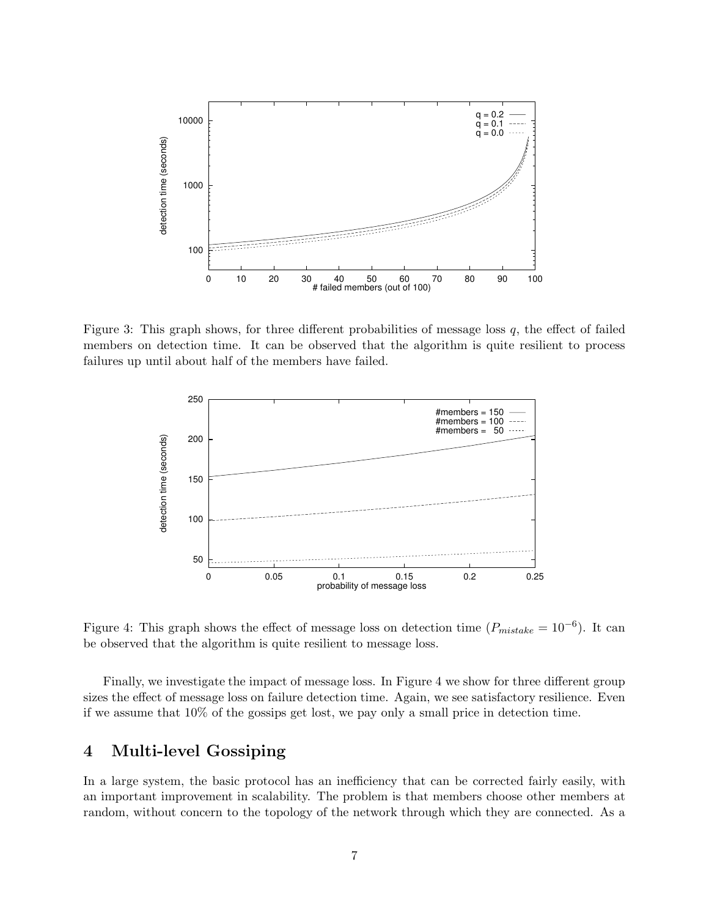Figure 3: This graph shows, for three different probabilities of message loss $q$, the effect of failed members on detection time. It can be observed that the algorithm is quite resilient to process failures up until about half of the members have failed.

Figure 4: This graph shows the effect of message loss on detection time ($P_{mistake} = 10^{-6}$). It can be observed that the algorithm is quite resilient to message loss.

Finally, we investigate the impact of message loss. In Figure 4 we show for three different group sizes the effect of message loss on failure detection time. Again, we see satisfactory resilience. Even if we assume that 10% of the gossips get lost, we pay only a small price in detection time.

# 4 Multi-level Gossiping

In a large system, the basic protocol has an inefficiency that can be corrected fairly easily, with an important improvement in scalability. The problem is that members choose other members at random, without concern to the topology of the network through which they are connected. As a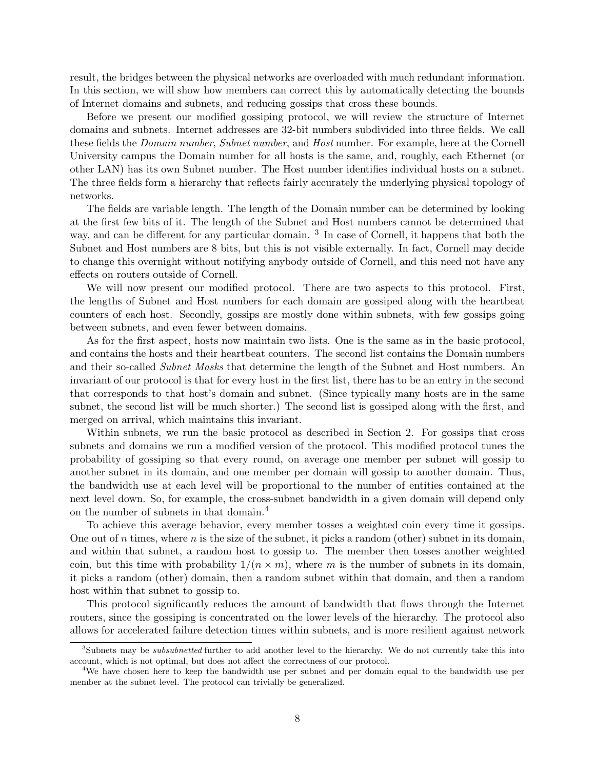result, the bridges between the physical networks are overloaded with much redundant information. In this section, we will show how members can correct this by automatically detecting the bounds of Internet domains and subnets, and reducing gossips that cross these bounds.

Before we present our modified gossiping protocol, we will review the structure of Internet domains and subnets. Internet addresses are 32-bit numbers subdivided into three fields. We call these fields the *Domain number*, *Subnet number*, and *Host* number. For example, here at the Cornell University campus the Domain number for all hosts is the same, and, roughly, each Ethernet (or other LAN) has its own Subnet number. The Host number identifies individual hosts on a subnet. The three fields form a hierarchy that reflects fairly accurately the underlying physical topology of networks.

The fields are variable length. The length of the Domain number can be determined by looking at the first few bits of it. The length of the Subnet and Host numbers cannot be determined that way, and can be different for any particular domain. [3] In case of Cornell, it happens that both the Subnet and Host numbers are 8 bits, but this is not visible externally. In fact, Cornell may decide to change this overnight without notifying anybody outside of Cornell, and this need not have any effects on routers outside of Cornell.

We will now present our modified protocol. There are two aspects to this protocol. First, the lengths of Subnet and Host numbers for each domain are gossiped along with the heartbeat counters of each host. Secondly, gossips are mostly done within subnets, with few gossips going between subnets, and even fewer between domains.

As for the first aspect, hosts now maintain two lists. One is the same as in the basic protocol, and contains the hosts and their heartbeat counters. The second list contains the Domain numbers and their so-called *Subnet Masks* that determine the length of the Subnet and Host numbers. An invariant of our protocol is that for every host in the first list, there has to be an entry in the second that corresponds to that host's domain and subnet. (Since typically many hosts are in the same subnet, the second list will be much shorter.) The second list is gossiped along with the first, and merged on arrival, which maintains this invariant.

Within subnets, we run the basic protocol as described in Section 2. For gossips that cross subnets and domains we run a modified version of the protocol. This modified protocol tunes the probability of gossiping so that every round, on average one member per subnet will gossip to another subnet in its domain, and one member per domain will gossip to another domain. Thus, the bandwidth use at each level will be proportional to the number of entities contained at the next level down. So, for example, the cross-subnet bandwidth in a given domain will depend only on the number of subnets in that domain.[4]

To achieve this average behavior, every member tosses a weighted coin every time it gossips. One out of $n$ times, where $n$ is the size of the subnet, it picks a random (other) subnet in its domain, and within that subnet, a random host to gossip to. The member then tosses another weighted coin, but this time with probability $1/(n \times m)$, where $m$ is the number of subnets in its domain, it picks a random (other) domain, then a random subnet within that domain, and then a random host within that subnet to gossip to.

This protocol significantly reduces the amount of bandwidth that flows through the Internet routers, since the gossiping is concentrated on the lower levels of the hierarchy. The protocol also allows for accelerated failure detection times within subnets, and is more resilient against network

---

[3] Subnets may be *subsubnetted* further to add another level to the hierarchy. We do not currently take this into account, which is not optimal, but does not affect the correctness of our protocol.

[4] We have chosen here to keep the bandwidth use per subnet and per domain equal to the bandwidth use per member at the subnet level. The protocol can trivially be generalized.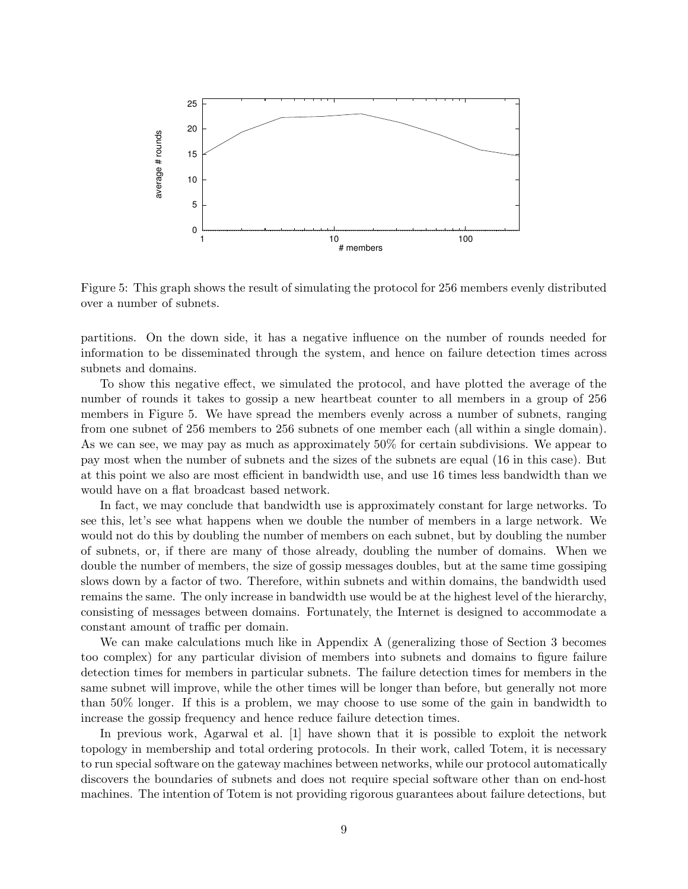Figure 5: This graph shows the result of simulating the protocol for 256 members evenly distributed over a number of subnets.

partitions. On the down side, it has a negative influence on the number of rounds needed for information to be disseminated through the system, and hence on failure detection times across subnets and domains.

To show this negative effect, we simulated the protocol, and have plotted the average of the number of rounds it takes to gossip a new heartbeat counter to all members in a group of 256 members in Figure 5. We have spread the members evenly across a number of subnets, ranging from one subnet of 256 members to 256 subnets of one member each (all within a single domain). As we can see, we may pay as much as approximately 50% for certain subdivisions. We appear to pay most when the number of subnets and the sizes of the subnets are equal (16 in this case). But at this point we also are most efficient in bandwidth use, and use 16 times less bandwidth than we would have on a flat broadcast based network.

In fact, we may conclude that bandwidth use is approximately constant for large networks. To see this, let's see what happens when we double the number of members in a large network. We would not do this by doubling the number of members on each subnet, but by doubling the number of subnets, or, if there are many of those already, doubling the number of domains. When we double the number of members, the size of gossip messages doubles, but at the same time gossiping slows down by a factor of two. Therefore, within subnets and within domains, the bandwidth used remains the same. The only increase in bandwidth use would be at the highest level of the hierarchy, consisting of messages between domains. Fortunately, the Internet is designed to accommodate a constant amount of traffic per domain.

We can make calculations much like in Appendix A (generalizing those of Section 3 becomes too complex) for any particular division of members into subnets and domains to figure failure detection times for members in particular subnets. The failure detection times for members in the same subnet will improve, while the other times will be longer than before, but generally not more than 50% longer. If this is a problem, we may choose to use some of the gain in bandwidth to increase the gossip frequency and hence reduce failure detection times.

In previous work, Agarwal et al. [1] have shown that it is possible to exploit the network topology in membership and total ordering protocols. In their work, called Totem, it is necessary to run special software on the gateway machines between networks, while our protocol automatically discovers the boundaries of subnets and does not require special software other than on end-host machines. The intention of Totem is not providing rigorous guarantees about failure detections, but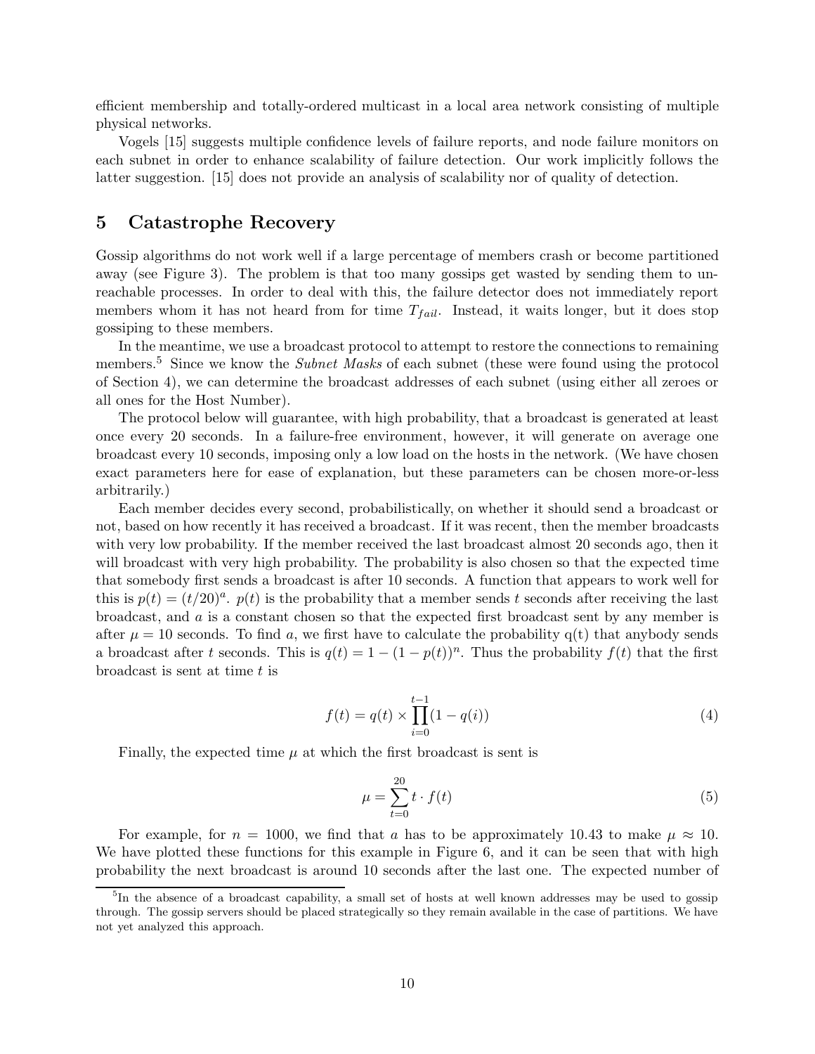efficient membership and totally-ordered multicast in a local area network consisting of multiple physical networks.

Vogels [15] suggests multiple confidence levels of failure reports, and node failure monitors on each subnet in order to enhance scalability of failure detection. Our work implicitly follows the latter suggestion. [15] does not provide an analysis of scalability nor of quality of detection.

## 5 Catastrophe Recovery

Gossip algorithms do not work well if a large percentage of members crash or become partitioned away (see Figure 3). The problem is that too many gossips get wasted by sending them to unreachable processes. In order to deal with this, the failure detector does not immediately report members whom it has not heard from for time $T_{fail}$. Instead, it waits longer, but it does stop gossiping to these members.

In the meantime, we use a broadcast protocol to attempt to restore the connections to remaining members.[5] Since we know the *Subnet Masks* of each subnet (these were found using the protocol of Section 4), we can determine the broadcast addresses of each subnet (using either all zeroes or all ones for the Host Number).

The protocol below will guarantee, with high probability, that a broadcast is generated at least once every 20 seconds. In a failure-free environment, however, it will generate on average one broadcast every 10 seconds, imposing only a low load on the hosts in the network. (We have chosen exact parameters here for ease of explanation, but these parameters can be chosen more-or-less arbitrarily.)

Each member decides every second, probabilistically, on whether it should send a broadcast or not, based on how recently it has received a broadcast. If it was recent, then the member broadcasts with very low probability. If the member received the last broadcast almost 20 seconds ago, then it will broadcast with very high probability. The probability is also chosen so that the expected time that somebody first sends a broadcast is after 10 seconds. A function that appears to work well for this is $p(t) = (t/20)^a$. $p(t)$ is the probability that a member sends $t$ seconds after receiving the last broadcast, and $a$ is a constant chosen so that the expected first broadcast sent by any member is after $\mu = 10$ seconds. To find $a$, we first have to calculate the probability $q(t)$ that anybody sends a broadcast after $t$ seconds. This is $q(t) = 1 - (1 - p(t))^n$. Thus the probability $f(t)$ that the first broadcast is sent at time $t$ is

$$f(t) = q(t) \times \prod_{i=0}^{t-1}(1 - q(i)) \tag{4}$$

Finally, the expected time $\mu$ at which the first broadcast is sent is

$$\mu = \sum_{t=0}^{20} t \cdot f(t) \tag{5}$$

For example, for $n = 1000$, we find that $a$ has to be approximately 10.43 to make $\mu \approx 10$. We have plotted these functions for this example in Figure 6, and it can be seen that with high probability the next broadcast is around 10 seconds after the last one. The expected number of

[5] In the absence of a broadcast capability, a small set of hosts at well known addresses may be used to gossip through. The gossip servers should be placed strategically so they remain available in the case of partitions. We have not yet analyzed this approach.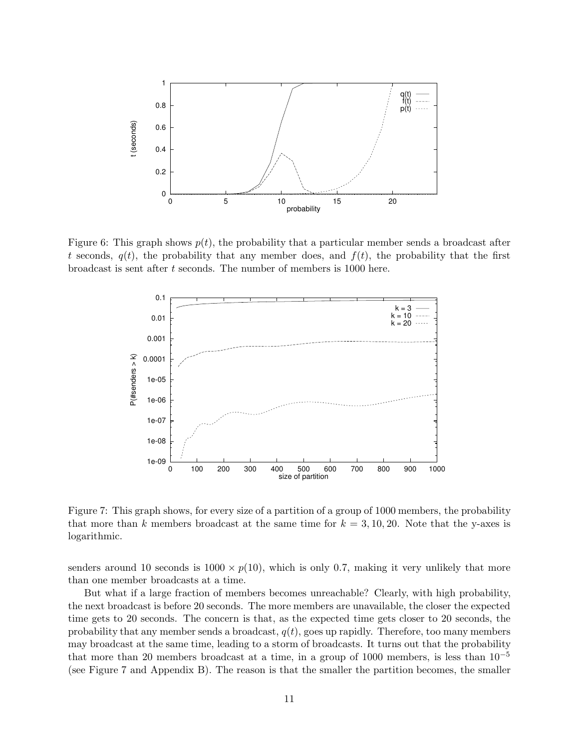Figure 6: This graph shows $p(t)$, the probability that a particular member sends a broadcast after $t$ seconds, $q(t)$, the probability that any member does, and $f(t)$, the probability that the first broadcast is sent after $t$ seconds. The number of members is 1000 here.

Figure 7: This graph shows, for every size of a partition of a group of 1000 members, the probability that more than $k$ members broadcast at the same time for $k = 3, 10, 20$. Note that the y-axes is logarithmic.

senders around 10 seconds is $1000 \times p(10)$, which is only 0.7, making it very unlikely that more than one member broadcasts at a time.

But what if a large fraction of members becomes unreachable? Clearly, with high probability, the next broadcast is before 20 seconds. The more members are unavailable, the closer the expected time gets to 20 seconds. The concern is that, as the expected time gets closer to 20 seconds, the probability that any member sends a broadcast, $q(t)$, goes up rapidly. Therefore, too many members may broadcast at the same time, leading to a storm of broadcasts. It turns out that the probability that more than 20 members broadcast at a time, in a group of 1000 members, is less than $10^{-5}$ (see Figure 7 and Appendix B). The reason is that the smaller the partition becomes, the smaller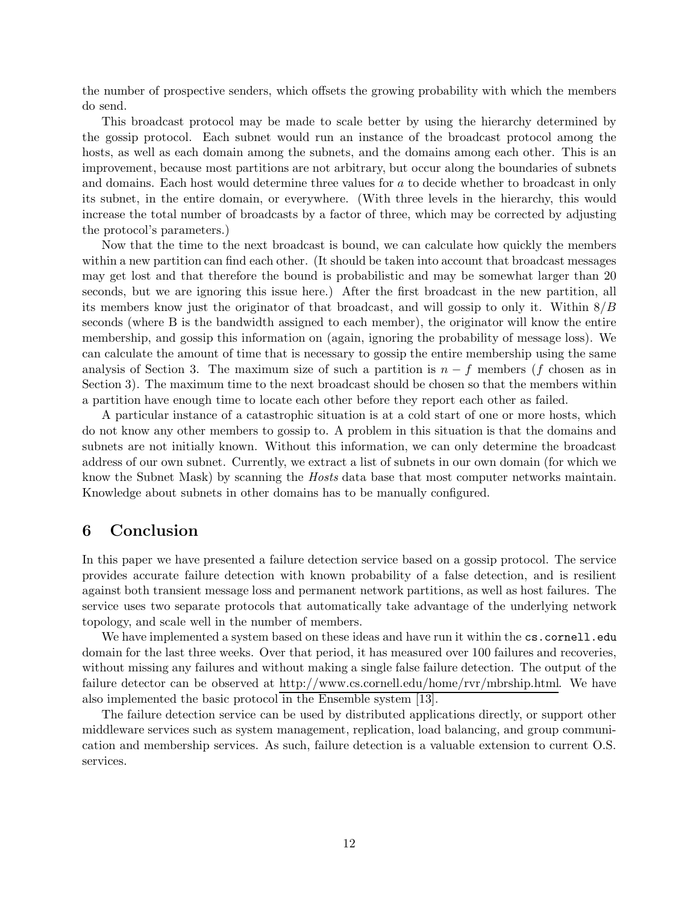the number of prospective senders, which offsets the growing probability with which the members do send.

This broadcast protocol may be made to scale better by using the hierarchy determined by the gossip protocol. Each subnet would run an instance of the broadcast protocol among the hosts, as well as each domain among the subnets, and the domains among each other. This is an improvement, because most partitions are not arbitrary, but occur along the boundaries of subnets and domains. Each host would determine three values for $a$ to decide whether to broadcast in only its subnet, in the entire domain, or everywhere. (With three levels in the hierarchy, this would increase the total number of broadcasts by a factor of three, which may be corrected by adjusting the protocol's parameters.)

Now that the time to the next broadcast is bound, we can calculate how quickly the members within a new partition can find each other. (It should be taken into account that broadcast messages may get lost and that therefore the bound is probabilistic and may be somewhat larger than 20 seconds, but we are ignoring this issue here.) After the first broadcast in the new partition, all its members know just the originator of that broadcast, and will gossip to only it. Within $8/B$ seconds (where B is the bandwidth assigned to each member), the originator will know the entire membership, and gossip this information on (again, ignoring the probability of message loss). We can calculate the amount of time that is necessary to gossip the entire membership using the same analysis of Section 3. The maximum size of such a partition is $n - f$ members ($f$ chosen as in Section 3). The maximum time to the next broadcast should be chosen so that the members within a partition have enough time to locate each other before they report each other as failed.

A particular instance of a catastrophic situation is at a cold start of one or more hosts, which do not know any other members to gossip to. A problem in this situation is that the domains and subnets are not initially known. Without this information, we can only determine the broadcast address of our own subnet. Currently, we extract a list of subnets in our own domain (for which we know the Subnet Mask) by scanning the *Hosts* data base that most computer networks maintain. Knowledge about subnets in other domains has to be manually configured.

## 6 Conclusion

In this paper we have presented a failure detection service based on a gossip protocol. The service provides accurate failure detection with known probability of a false detection, and is resilient against both transient message loss and permanent network partitions, as well as host failures. The service uses two separate protocols that automatically take advantage of the underlying network topology, and scale well in the number of members.

We have implemented a system based on these ideas and have run it within the `cs.cornell.edu` domain for the last three weeks. Over that period, it has measured over 100 failures and recoveries, without missing any failures and without making a single false failure detection. The output of the failure detector can be observed at http://www.cs.cornell.edu/home/rvr/mbrship.html. We have also implemented the basic protocol in the Ensemble system [13].

The failure detection service can be used by distributed applications directly, or support other middleware services such as system management, replication, load balancing, and group communication and membership services. As such, failure detection is a valuable extension to current O.S. services.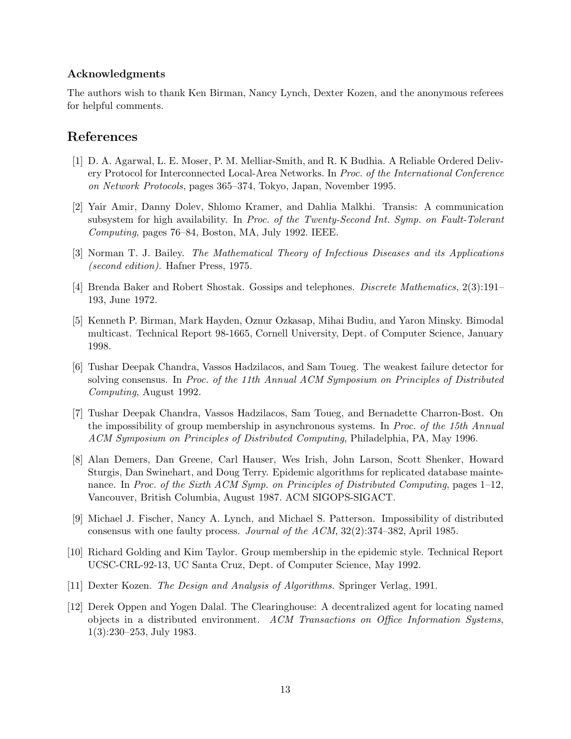### Acknowledgments

The authors wish to thank Ken Birman, Nancy Lynch, Dexter Kozen, and the anonymous referees for helpful comments.

## References

[1] D. A. Agarwal, L. E. Moser, P. M. Melliar-Smith, and R. K Budhia. A Reliable Ordered Delivery Protocol for Interconnected Local-Area Networks. In *Proc. of the International Conference on Network Protocols*, pages 365–374, Tokyo, Japan, November 1995.

[2] Yair Amir, Danny Dolev, Shlomo Kramer, and Dahlia Malkhi. Transis: A communication subsystem for high availability. In *Proc. of the Twenty-Second Int. Symp. on Fault-Tolerant Computing*, pages 76–84, Boston, MA, July 1992. IEEE.

[3] Norman T. J. Bailey. *The Mathematical Theory of Infectious Diseases and its Applications (second edition)*. Hafner Press, 1975.

[4] Brenda Baker and Robert Shostak. Gossips and telephones. *Discrete Mathematics*, 2(3):191–193, June 1972.

[5] Kenneth P. Birman, Mark Hayden, Oznur Ozkasap, Mihai Budiu, and Yaron Minsky. Bimodal multicast. Technical Report 98-1665, Cornell University, Dept. of Computer Science, January 1998.

[6] Tushar Deepak Chandra, Vassos Hadzilacos, and Sam Toueg. The weakest failure detector for solving consensus. In *Proc. of the 11th Annual ACM Symposium on Principles of Distributed Computing*, August 1992.

[7] Tushar Deepak Chandra, Vassos Hadzilacos, Sam Toueg, and Bernadette Charron-Bost. On the impossibility of group membership in asynchronous systems. In *Proc. of the 15th Annual ACM Symposium on Principles of Distributed Computing*, Philadelphia, PA, May 1996.

[8] Alan Demers, Dan Greene, Carl Hauser, Wes Irish, John Larson, Scott Shenker, Howard Sturgis, Dan Swinehart, and Doug Terry. Epidemic algorithms for replicated database maintenance. In *Proc. of the Sixth ACM Symp. on Principles of Distributed Computing*, pages 1–12, Vancouver, British Columbia, August 1987. ACM SIGOPS-SIGACT.

[9] Michael J. Fischer, Nancy A. Lynch, and Michael S. Patterson. Impossibility of distributed consensus with one faulty process. *Journal of the ACM*, 32(2):374–382, April 1985.

[10] Richard Golding and Kim Taylor. Group membership in the epidemic style. Technical Report UCSC-CRL-92-13, UC Santa Cruz, Dept. of Computer Science, May 1992.

[11] Dexter Kozen. *The Design and Analysis of Algorithms*. Springer Verlag, 1991.

[12] Derek Oppen and Yogen Dalal. The Clearinghouse: A decentralized agent for locating named objects in a distributed environment. *ACM Transactions on Office Information Systems*, 1(3):230–253, July 1983.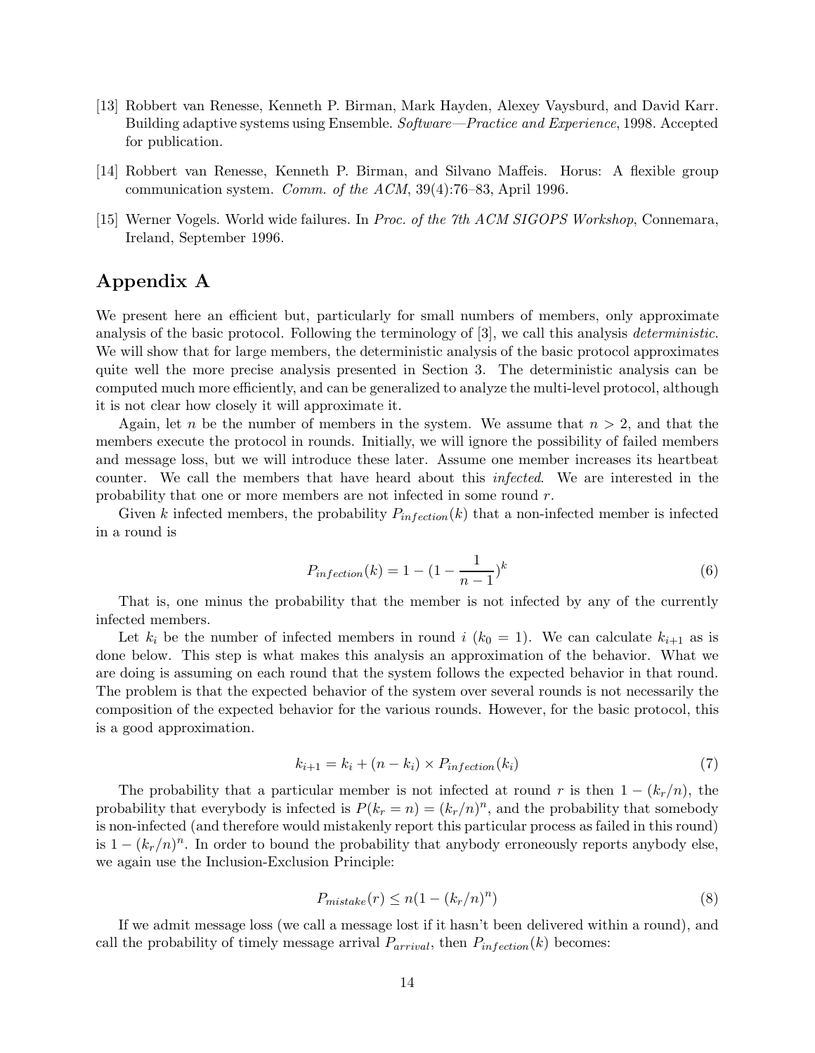[13] Robbert van Renesse, Kenneth P. Birman, Mark Hayden, Alexey Vaysburd, and David Karr. Building adaptive systems using Ensemble. *Software—Practice and Experience*, 1998. Accepted for publication.

[14] Robbert van Renesse, Kenneth P. Birman, and Silvano Maffeis. Horus: A flexible group communication system. *Comm. of the ACM*, 39(4):76–83, April 1996.

[15] Werner Vogels. World wide failures. In *Proc. of the 7th ACM SIGOPS Workshop*, Connemara, Ireland, September 1996.

## Appendix A

We present here an efficient but, particularly for small numbers of members, only approximate analysis of the basic protocol. Following the terminology of [3], we call this analysis *deterministic*. We will show that for large members, the deterministic analysis of the basic protocol approximates quite well the more precise analysis presented in Section 3. The deterministic analysis can be computed much more efficiently, and can be generalized to analyze the multi-level protocol, although it is not clear how closely it will approximate it.

Again, let $n$ be the number of members in the system. We assume that $n > 2$, and that the members execute the protocol in rounds. Initially, we will ignore the possibility of failed members and message loss, but we will introduce these later. Assume one member increases its heartbeat counter. We call the members that have heard about this *infected*. We are interested in the probability that one or more members are not infected in some round $r$.

Given $k$ infected members, the probability $P_{infection}(k)$ that a non-infected member is infected in a round is

$$P_{infection}(k) = 1 - (1 - \frac{1}{n-1})^k \tag{6}$$

That is, one minus the probability that the member is not infected by any of the currently infected members.

Let $k_i$ be the number of infected members in round $i$ ($k_0 = 1$). We can calculate $k_{i+1}$ as is done below. This step is what makes this analysis an approximation of the behavior. What we are doing is assuming on each round that the system follows the expected behavior in that round. The problem is that the expected behavior of the system over several rounds is not necessarily the composition of the expected behavior for the various rounds. However, for the basic protocol, this is a good approximation.

$$k_{i+1} = k_i + (n - k_i) \times P_{infection}(k_i) \tag{7}$$

The probability that a particular member is not infected at round $r$ is then $1 - (k_r/n)$, the probability that everybody is infected is $P(k_r = n) = (k_r/n)^n$, and the probability that somebody is non-infected (and therefore would mistakenly report this particular process as failed in this round) is $1 - (k_r/n)^n$. In order to bound the probability that anybody erroneously reports anybody else, we again use the Inclusion-Exclusion Principle:

$$P_{mistake}(r) \leq n(1 - (k_r/n)^n) \tag{8}$$

If we admit message loss (we call a message lost if it hasn't been delivered within a round), and call the probability of timely message arrival $P_{arrival}$, then $P_{infection}(k)$ becomes: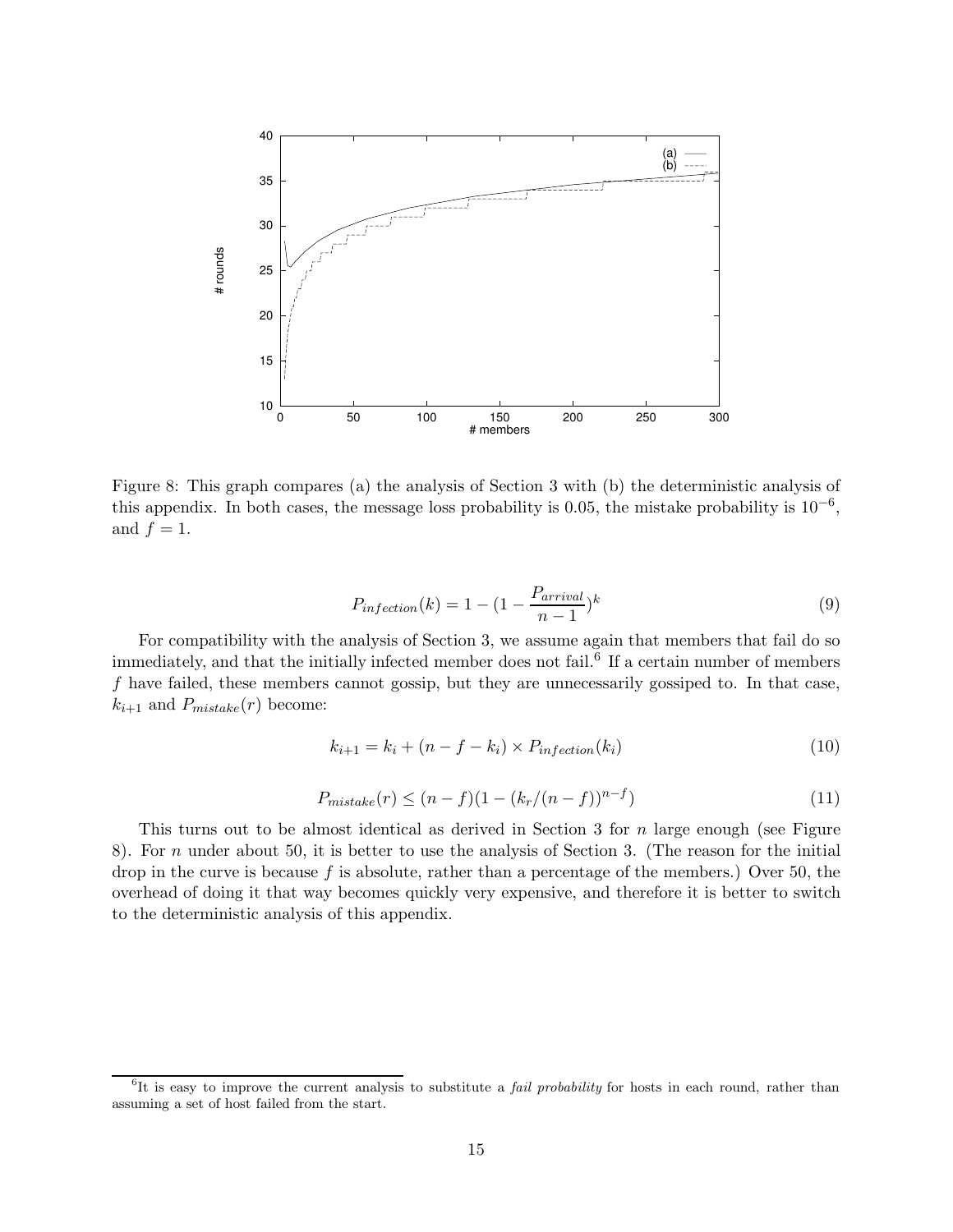Figure 8: This graph compares (a) the analysis of Section 3 with (b) the deterministic analysis of this appendix. In both cases, the message loss probability is 0.05, the mistake probability is $10^{-6}$, and $f = 1$.

$$P_{infection}(k) = 1 - (1 - \frac{P_{arrival}}{n-1})^k \tag{9}$$

For compatibility with the analysis of Section 3, we assume again that members that fail do so immediately, and that the initially infected member does not fail.[6] If a certain number of members $f$ have failed, these members cannot gossip, but they are unnecessarily gossiped to. In that case, $k_{i+1}$ and $P_{mistake}(r)$ become:

$$k_{i+1} = k_i + (n - f - k_i) \times P_{infection}(k_i) \tag{10}$$

$$P_{mistake}(r) \leq (n - f)(1 - (k_r/(n-f))^{n-f}) \tag{11}$$

This turns out to be almost identical as derived in Section 3 for $n$ large enough (see Figure 8). For $n$ under about 50, it is better to use the analysis of Section 3. (The reason for the initial drop in the curve is because $f$ is absolute, rather than a percentage of the members.) Over 50, the overhead of doing it that way becomes quickly very expensive, and therefore it is better to switch to the deterministic analysis of this appendix.

[6] It is easy to improve the current analysis to substitute a *fail probability* for hosts in each round, rather than assuming a set of host failed from the start.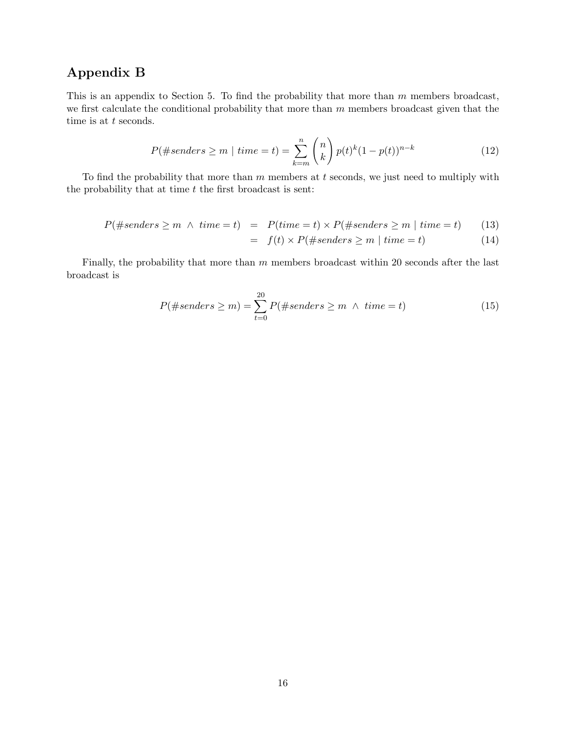## Appendix B

This is an appendix to Section 5. To find the probability that more than $m$ members broadcast, we first calculate the conditional probability that more than $m$ members broadcast given that the time is at $t$ seconds.

$$P(\#senders \geq m \mid time = t) = \sum_{k=m}^{n} \binom{n}{k} p(t)^k (1 - p(t))^{n-k} \tag{12}$$

To find the probability that more than $m$ members at $t$ seconds, we just need to multiply with the probability that at time $t$ the first broadcast is sent:

$$\begin{aligned}
P(\#senders \geq m \ \wedge \ time = t) &= P(time = t) \times P(\#senders \geq m \mid time = t) && (13) \\
&= f(t) \times P(\#senders \geq m \mid time = t) && (14)
\end{aligned}$$

Finally, the probability that more than $m$ members broadcast within 20 seconds after the last broadcast is

$$P(\#senders \geq m) = \sum_{t=0}^{20} P(\#senders \geq m \ \wedge \ time = t) \tag{15}$$